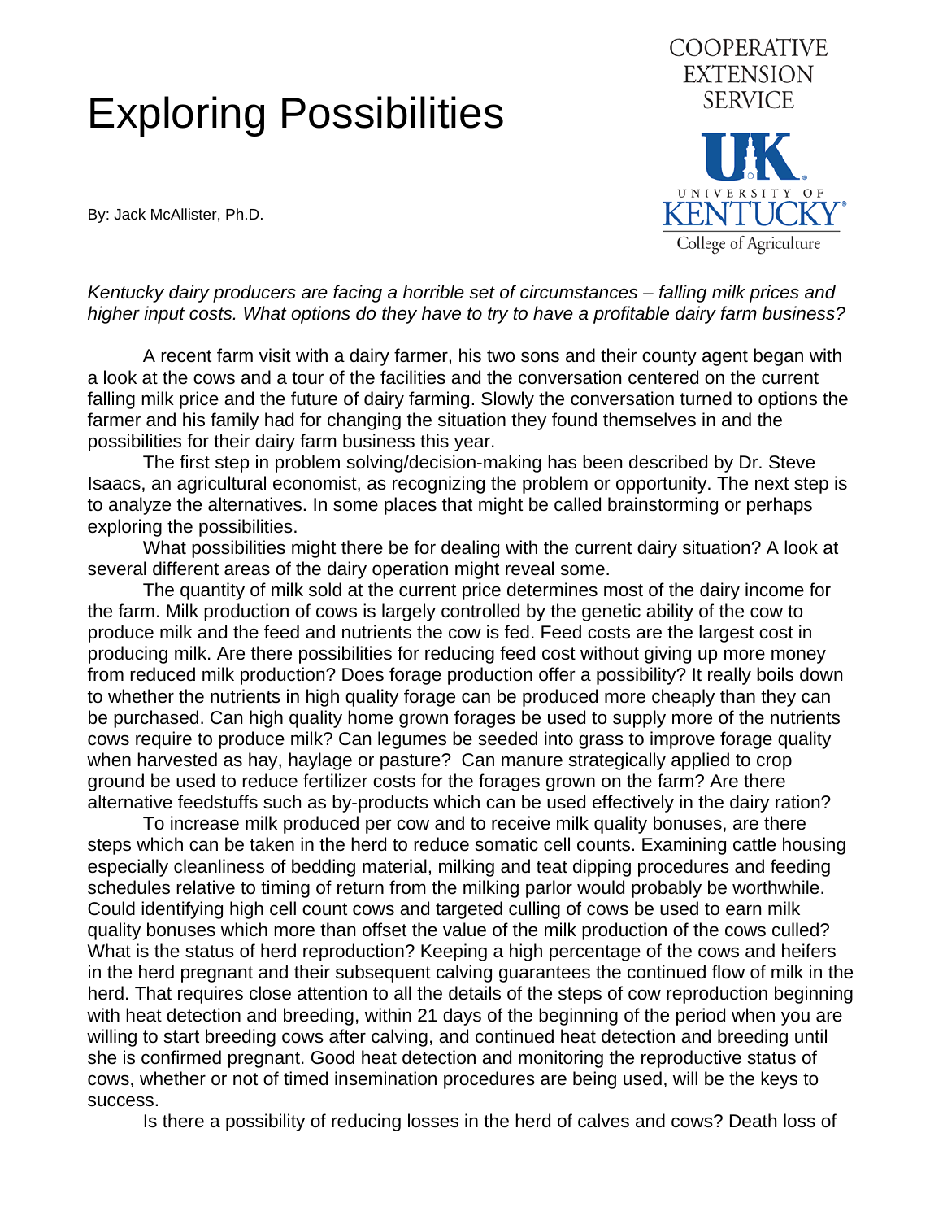# Exploring Possibilities

COOPERATIVE EXTENSION SERVICE

UK UNIVERSITY OF KENTUCKY College of Agriculture

By: Jack McAllister, Ph.D.

*Kentucky dairy producers are facing a horrible set of circumstances – falling milk prices and higher input costs. What options do they have to try to have a profitable dairy farm business?*

A recent farm visit with a dairy farmer, his two sons and their county agent began with a look at the cows and a tour of the facilities and the conversation centered on the current falling milk price and the future of dairy farming. Slowly the conversation turned to options the farmer and his family had for changing the situation they found themselves in and the possibilities for their dairy farm business this year.

The first step in problem solving/decision-making has been described by Dr. Steve Isaacs, an agricultural economist, as recognizing the problem or opportunity. The next step is to analyze the alternatives. In some places that might be called brainstorming or perhaps exploring the possibilities.

What possibilities might there be for dealing with the current dairy situation? A look at several different areas of the dairy operation might reveal some.

The quantity of milk sold at the current price determines most of the dairy income for the farm. Milk production of cows is largely controlled by the genetic ability of the cow to produce milk and the feed and nutrients the cow is fed. Feed costs are the largest cost in producing milk. Are there possibilities for reducing feed cost without giving up more money from reduced milk production? Does forage production offer a possibility? It really boils down to whether the nutrients in high quality forage can be produced more cheaply than they can be purchased. Can high quality home grown forages be used to supply more of the nutrients cows require to produce milk? Can legumes be seeded into grass to improve forage quality when harvested as hay, haylage or pasture? Can manure strategically applied to crop ground be used to reduce fertilizer costs for the forages grown on the farm? Are there alternative feedstuffs such as by-products which can be used effectively in the dairy ration?

To increase milk produced per cow and to receive milk quality bonuses, are there steps which can be taken in the herd to reduce somatic cell counts. Examining cattle housing especially cleanliness of bedding material, milking and teat dipping procedures and feeding schedules relative to timing of return from the milking parlor would probably be worthwhile. Could identifying high cell count cows and targeted culling of cows be used to earn milk quality bonuses which more than offset the value of the milk production of the cows culled? What is the status of herd reproduction? Keeping a high percentage of the cows and heifers in the herd pregnant and their subsequent calving guarantees the continued flow of milk in the herd. That requires close attention to all the details of the steps of cow reproduction beginning with heat detection and breeding, within 21 days of the beginning of the period when you are willing to start breeding cows after calving, and continued heat detection and breeding until she is confirmed pregnant. Good heat detection and monitoring the reproductive status of cows, whether or not of timed insemination procedures are being used, will be the keys to success.

Is there a possibility of reducing losses in the herd of calves and cows? Death loss of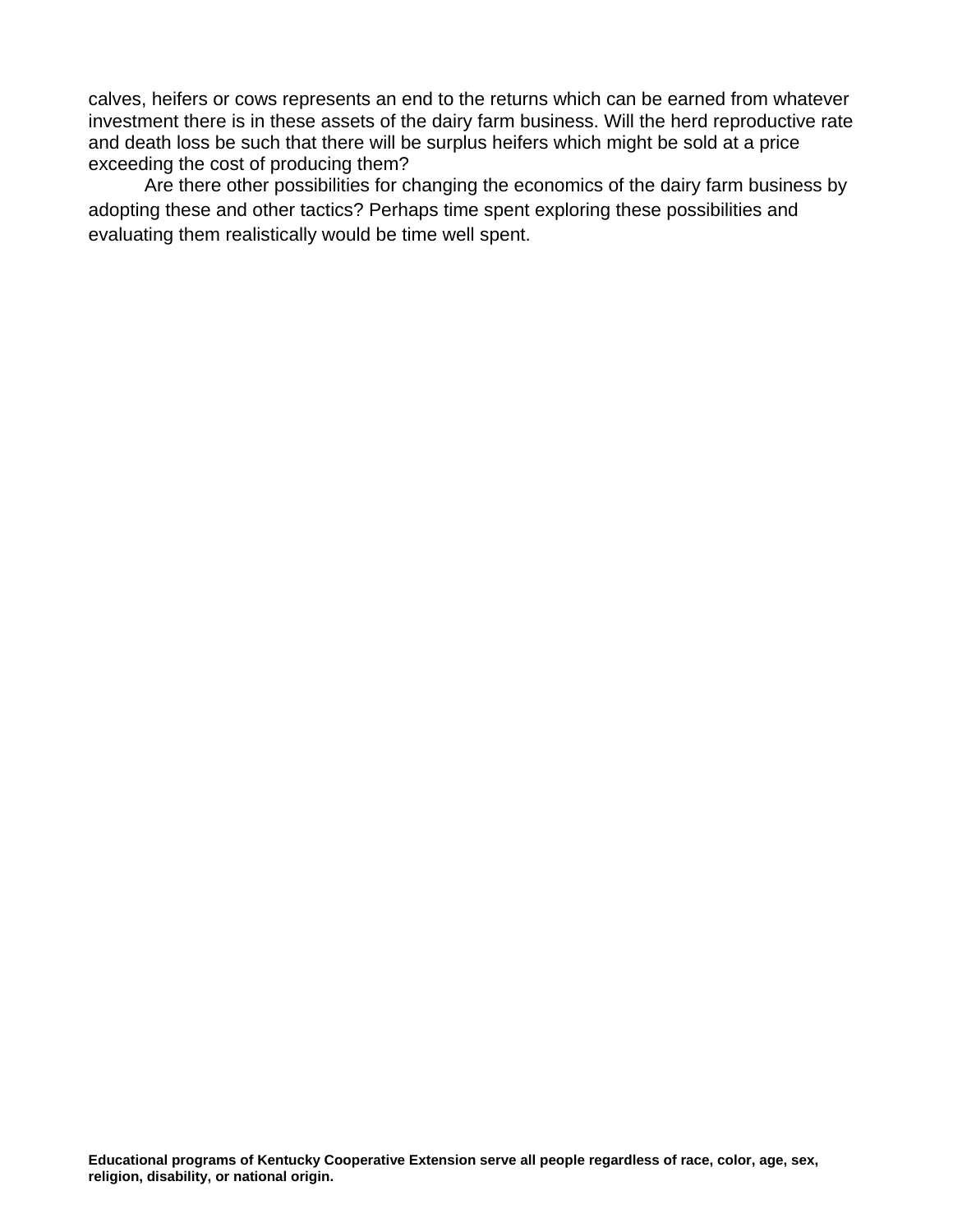calves, heifers or cows represents an end to the returns which can be earned from whatever investment there is in these assets of the dairy farm business. Will the herd reproductive rate and death loss be such that there will be surplus heifers which might be sold at a price exceeding the cost of producing them?

Are there other possibilities for changing the economics of the dairy farm business by adopting these and other tactics? Perhaps time spent exploring these possibilities and evaluating them realistically would be time well spent.

**Educational programs of Kentucky Cooperative Extension serve all people regardless of race, color, age, sex, religion, disability, or national origin.**